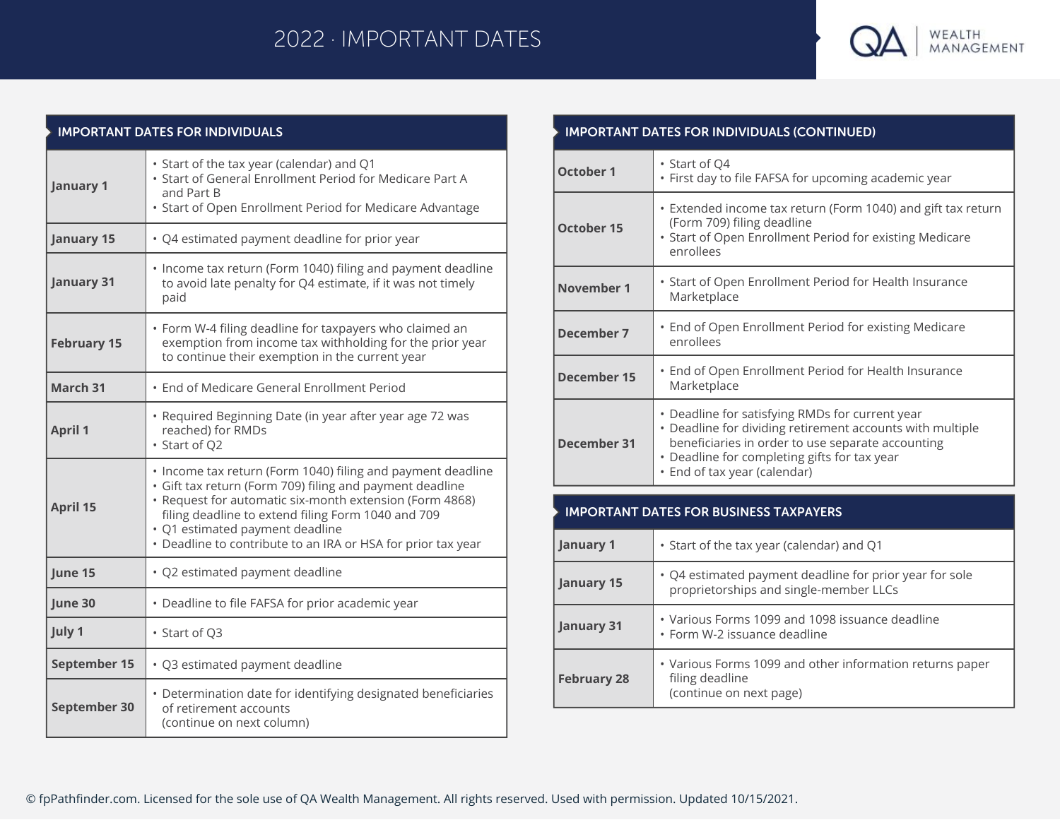# 2022 · IMPORTANT DATES

QA WEALTH MANAGEMENT

## IMPORTANT DATES FOR INDIVIDUALS

| Date | Event |
|---|---|
| **January 1** | • Start of the tax year (calendar) and Q1<br>• Start of General Enrollment Period for Medicare Part A and Part B<br>• Start of Open Enrollment Period for Medicare Advantage |
| **January 15** | • Q4 estimated payment deadline for prior year |
| **January 31** | • Income tax return (Form 1040) filing and payment deadline to avoid late penalty for Q4 estimate, if it was not timely paid |
| **February 15** | • Form W-4 filing deadline for taxpayers who claimed an exemption from income tax withholding for the prior year to continue their exemption in the current year |
| **March 31** | • End of Medicare General Enrollment Period |
| **April 1** | • Required Beginning Date (in year after year age 72 was reached) for RMDs<br>• Start of Q2 |
| **April 15** | • Income tax return (Form 1040) filing and payment deadline<br>• Gift tax return (Form 709) filing and payment deadline<br>• Request for automatic six-month extension (Form 4868) filing deadline to extend filing Form 1040 and 709<br>• Q1 estimated payment deadline<br>• Deadline to contribute to an IRA or HSA for prior tax year |
| **June 15** | • Q2 estimated payment deadline |
| **June 30** | • Deadline to file FAFSA for prior academic year |
| **July 1** | • Start of Q3 |
| **September 15** | • Q3 estimated payment deadline |
| **September 30** | • Determination date for identifying designated beneficiaries of retirement accounts<br>(continue on next column) |

## IMPORTANT DATES FOR INDIVIDUALS (CONTINUED)

| Date | Event |
|---|---|
| **October 1** | • Start of Q4<br>• First day to file FAFSA for upcoming academic year |
| **October 15** | • Extended income tax return (Form 1040) and gift tax return (Form 709) filing deadline<br>• Start of Open Enrollment Period for existing Medicare enrollees |
| **November 1** | • Start of Open Enrollment Period for Health Insurance Marketplace |
| **December 7** | • End of Open Enrollment Period for existing Medicare enrollees |
| **December 15** | • End of Open Enrollment Period for Health Insurance Marketplace |
| **December 31** | • Deadline for satisfying RMDs for current year<br>• Deadline for dividing retirement accounts with multiple beneficiaries in order to use separate accounting<br>• Deadline for completing gifts for tax year<br>• End of tax year (calendar) |

## IMPORTANT DATES FOR BUSINESS TAXPAYERS

| Date | Event |
|---|---|
| **January 1** | • Start of the tax year (calendar) and Q1 |
| **January 15** | • Q4 estimated payment deadline for prior year for sole proprietorships and single-member LLCs |
| **January 31** | • Various Forms 1099 and 1098 issuance deadline<br>• Form W-2 issuance deadline |
| **February 28** | • Various Forms 1099 and other information returns paper filing deadline<br>(continue on next page) |

© fpPathfinder.com. Licensed for the sole use of QA Wealth Management. All rights reserved. Used with permission. Updated 10/15/2021.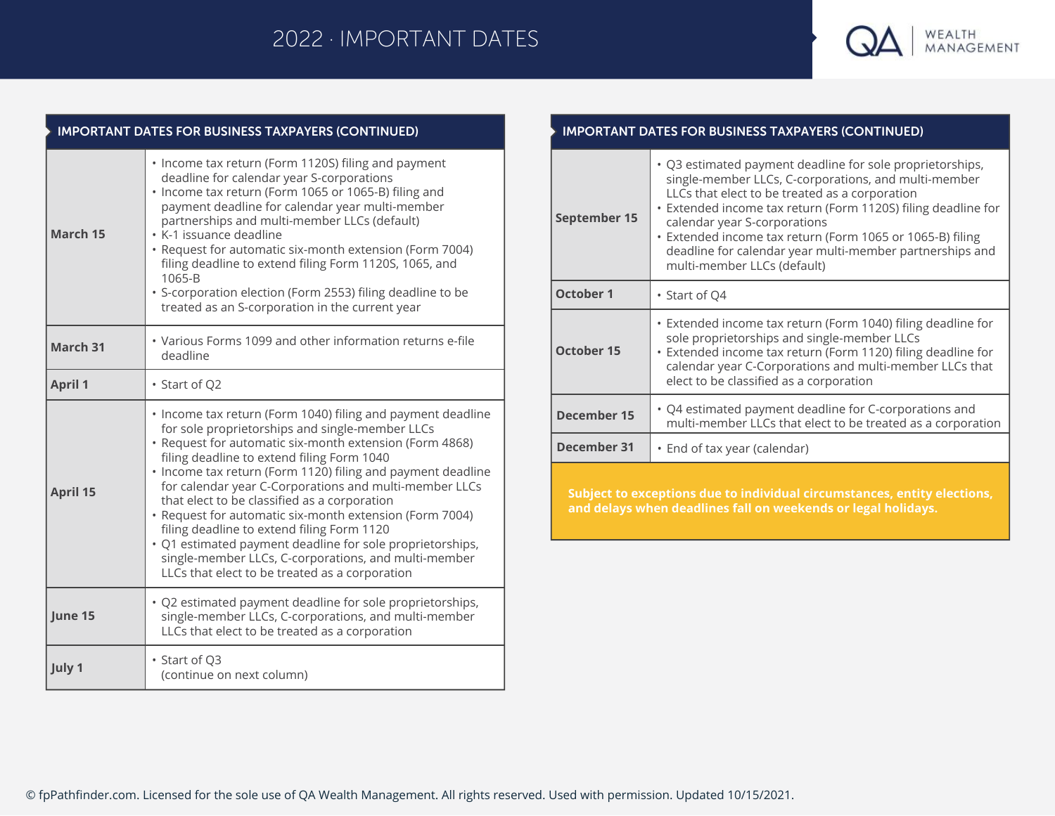# 2022 · IMPORTANT DATES

QA | WEALTH MANAGEMENT

## IMPORTANT DATES FOR BUSINESS TAXPAYERS (CONTINUED)

| Date | Details |
|---|---|
| **March 15** | • Income tax return (Form 1120S) filing and payment deadline for calendar year S-corporations<br>• Income tax return (Form 1065 or 1065-B) filing and payment deadline for calendar year multi-member partnerships and multi-member LLCs (default)<br>• K-1 issuance deadline<br>• Request for automatic six-month extension (Form 7004) filing deadline to extend filing Form 1120S, 1065, and 1065-B<br>• S-corporation election (Form 2553) filing deadline to be treated as an S-corporation in the current year |
| **March 31** | • Various Forms 1099 and other information returns e-file deadline |
| **April 1** | • Start of Q2 |
| **April 15** | • Income tax return (Form 1040) filing and payment deadline for sole proprietorships and single-member LLCs<br>• Request for automatic six-month extension (Form 4868) filing deadline to extend filing Form 1040<br>• Income tax return (Form 1120) filing and payment deadline for calendar year C-Corporations and multi-member LLCs that elect to be classified as a corporation<br>• Request for automatic six-month extension (Form 7004) filing deadline to extend filing Form 1120<br>• Q1 estimated payment deadline for sole proprietorships, single-member LLCs, C-corporations, and multi-member LLCs that elect to be treated as a corporation |
| **June 15** | • Q2 estimated payment deadline for sole proprietorships, single-member LLCs, C-corporations, and multi-member LLCs that elect to be treated as a corporation |
| **July 1** | • Start of Q3<br>(continue on next column) |

## IMPORTANT DATES FOR BUSINESS TAXPAYERS (CONTINUED)

| Date | Details |
|---|---|
| **September 15** | • Q3 estimated payment deadline for sole proprietorships, single-member LLCs, C-corporations, and multi-member LLCs that elect to be treated as a corporation<br>• Extended income tax return (Form 1120S) filing deadline for calendar year S-corporations<br>• Extended income tax return (Form 1065 or 1065-B) filing deadline for calendar year multi-member partnerships and multi-member LLCs (default) |
| **October 1** | • Start of Q4 |
| **October 15** | • Extended income tax return (Form 1040) filing deadline for sole proprietorships and single-member LLCs<br>• Extended income tax return (Form 1120) filing deadline for calendar year C-Corporations and multi-member LLCs that elect to be classified as a corporation |
| **December 15** | • Q4 estimated payment deadline for C-corporations and multi-member LLCs that elect to be treated as a corporation |
| **December 31** | • End of tax year (calendar) |

**Subject to exceptions due to individual circumstances, entity elections, and delays when deadlines fall on weekends or legal holidays.**

© fpPathfinder.com. Licensed for the sole use of QA Wealth Management. All rights reserved. Used with permission. Updated 10/15/2021.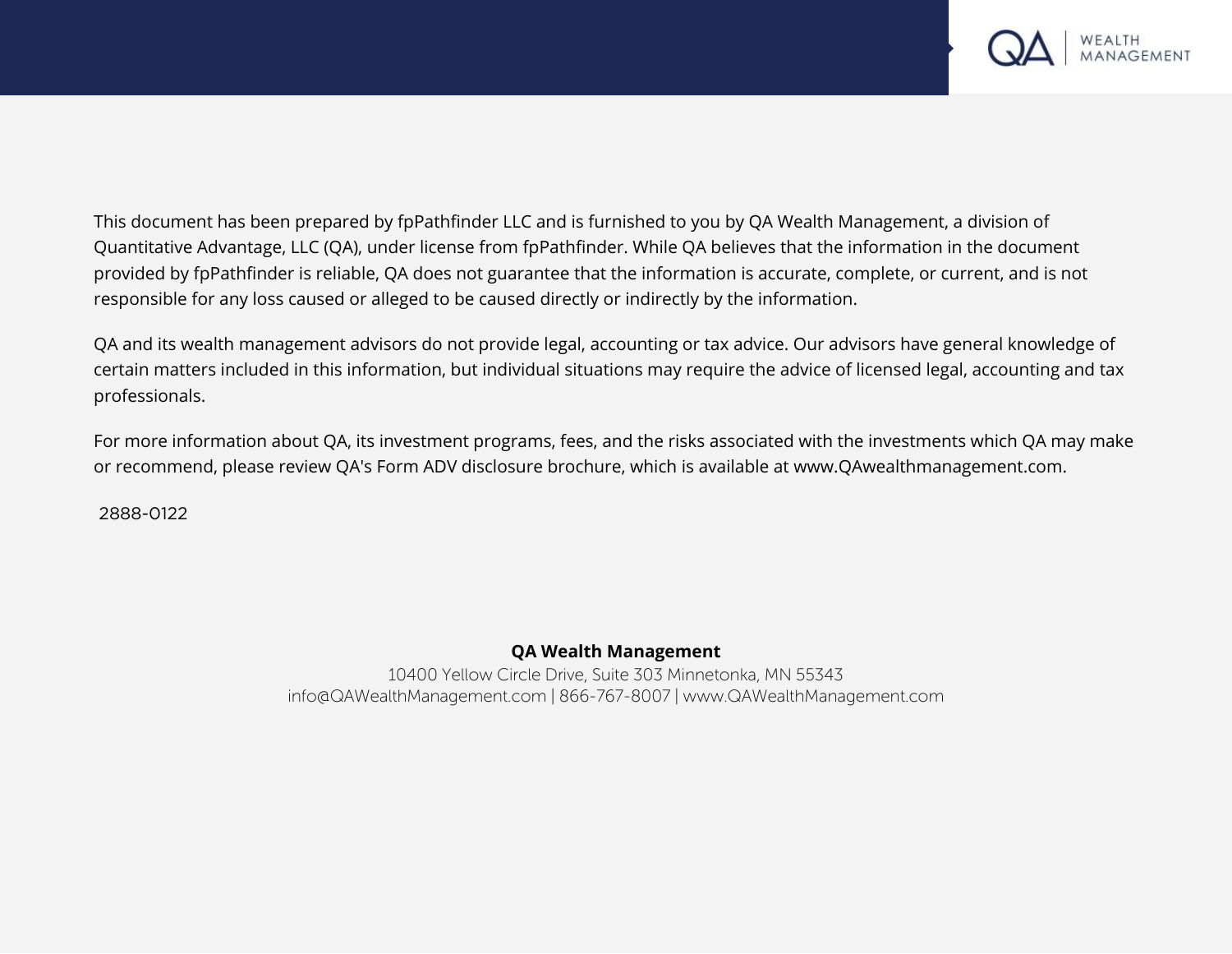This document has been prepared by fpPathfinder LLC and is furnished to you by QA Wealth Management, a division of Quantitative Advantage, LLC (QA), under license from fpPathfinder. While QA believes that the information in the document provided by fpPathfinder is reliable, QA does not guarantee that the information is accurate, complete, or current, and is not responsible for any loss caused or alleged to be caused directly or indirectly by the information.

QA and its wealth management advisors do not provide legal, accounting or tax advice. Our advisors have general knowledge of certain matters included in this information, but individual situations may require the advice of licensed legal, accounting and tax professionals.

For more information about QA, its investment programs, fees, and the risks associated with the investments which QA may make or recommend, please review QA's Form ADV disclosure brochure, which is available at www.QAwealthmanagement.com.

2888-0122

**QA Wealth Management**
10400 Yellow Circle Drive, Suite 303 Minnetonka, MN 55343
info@QAWealthManagement.com | 866-767-8007 | www.QAWealthManagement.com